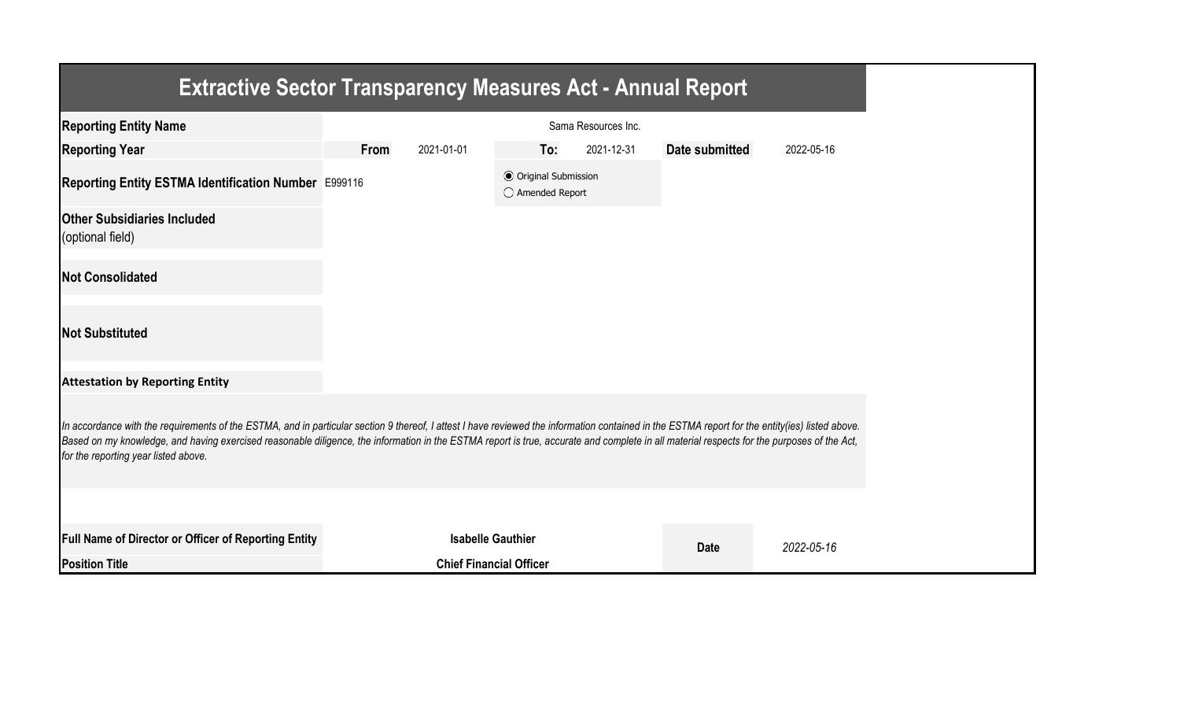# Extractive Sector Transparency Measures Act - Annual Report

| | | | | | | |
|---|---|---|---|---|---|---|
| **Reporting Entity Name** | Sama Resources Inc. | | | | | |
| **Reporting Year** | **From** | 2021-01-01 | **To:** | 2021-12-31 | **Date submitted** | 2022-05-16 |
| **Reporting Entity ESTMA Identification Number** | E999116 | | ◉ Original Submission<br>◯ Amended Report | | | |
| **Other Subsidiaries Included**<br>(optional field) | | | | | | |
| **Not Consolidated** | | | | | | |
| **Not Substituted** | | | | | | |

**Attestation by Reporting Entity**

*In accordance with the requirements of the ESTMA, and in particular section 9 thereof, I attest I have reviewed the information contained in the ESTMA report for the entity(ies) listed above. Based on my knowledge, and having exercised reasonable diligence, the information in the ESTMA report is true, accurate and complete in all material respects for the purposes of the Act, for the reporting year listed above.*

| | | | |
|---|---|---|---|
| **Full Name of Director or Officer of Reporting Entity** | **Isabelle Gauthier** | **Date** | *2022-05-16* |
| **Position Title** | **Chief Financial Officer** | | |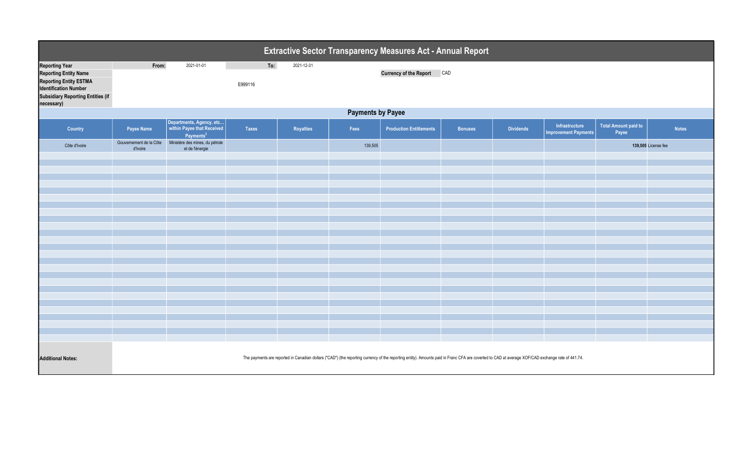# Extractive Sector Transparency Measures Act - Annual Report

| | | | | | |
|---|---|---|---|---|---|
| **Reporting Year** | **From:** | 2021-01-01 | **To:** | 2021-12-31 | |
| **Reporting Entity Name** | | | | **Currency of the Report** | CAD |
| **Reporting Entity ESTMA Identification Number** | | E999116 | | | |
| **Subsidiary Reporting Entities (if necessary)** | | | | | |

## Payments by Payee

| Country | Payee Name | Departments, Agency, etc... within Payee that Received Payments[2] | Taxes | Royalties | Fees | Production Entitlements | Bonuses | Dividends | Infrastructure Improvement Payments | Total Amount paid to Payee | Notes |
|---|---|---|---|---|---|---|---|---|---|---|---|
| Côte d'Ivoire | Gouvernement de la Côte d'Ivoire | Ministère des mines, du pétrole et de l'énergie | | | 139,505 | | | | | **139,505** | License fee |

**Additional Notes:**

The payments are reported in Canadian dollars ("CAD") (the reporting currency of the reporting entity). Amounts paid in Franc CFA are coverted to CAD at average XOF/CAD exchange rate of 441.74.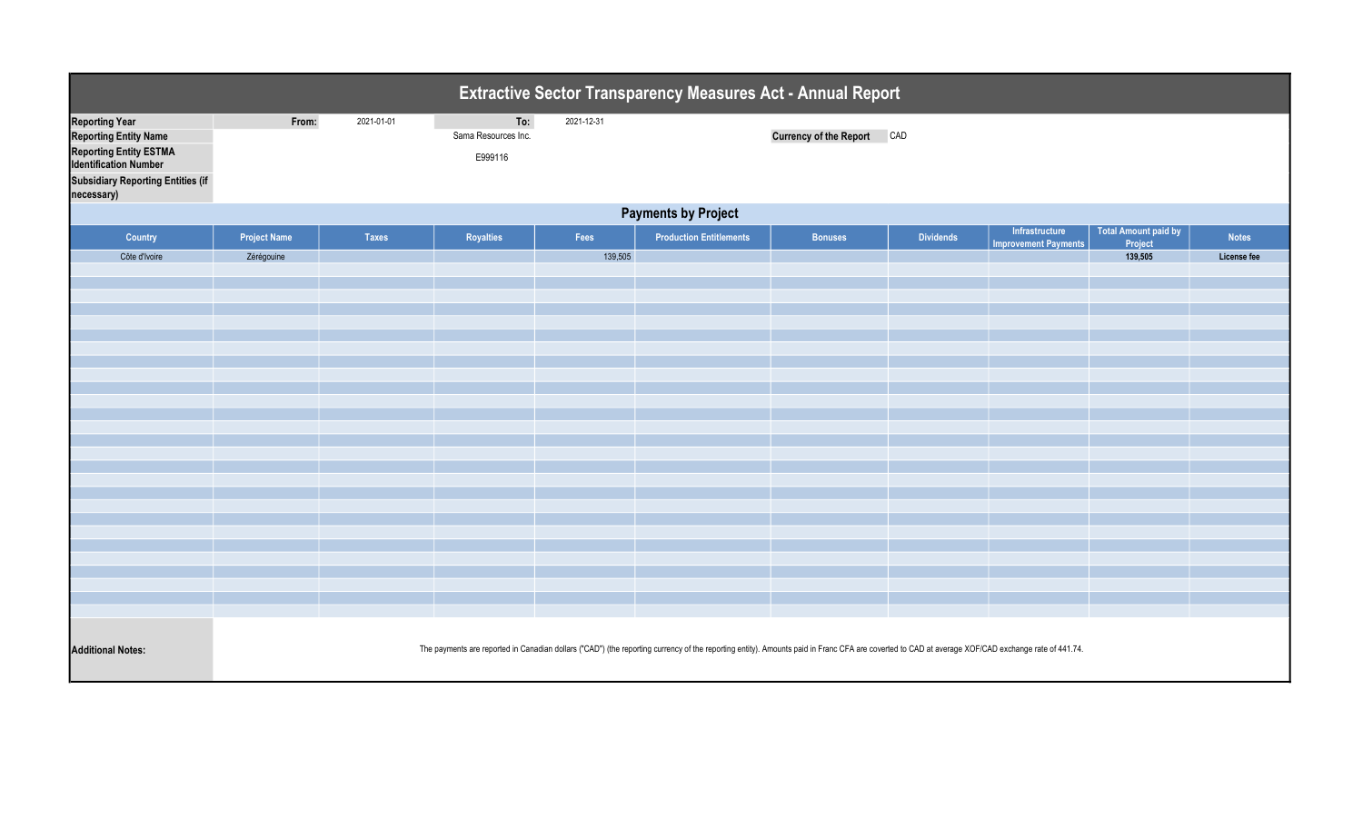# Extractive Sector Transparency Measures Act - Annual Report

| | | | |
|---|---|---|---|
| **Reporting Year** | **From:** 2021-01-01 | **To:** 2021-12-31 | |
| **Reporting Entity Name** | Sama Resources Inc. | **Currency of the Report** | CAD |
| **Reporting Entity ESTMA Identification Number** | E999116 | | |
| **Subsidiary Reporting Entities (if necessary)** | | | |

## Payments by Project

| Country | Project Name | Taxes | Royalties | Fees | Production Entitlements | Bonuses | Dividends | Infrastructure Improvement Payments | Total Amount paid by Project | Notes |
|---|---|---|---|---|---|---|---|---|---|---|
| Côte d'Ivoire | Zérégouine | | | 139,505 | | | | | **139,505** | **License fee** |

**Additional Notes:** The payments are reported in Canadian dollars ("CAD") (the reporting currency of the reporting entity). Amounts paid in Franc CFA are coverted to CAD at average XOF/CAD exchange rate of 441.74.